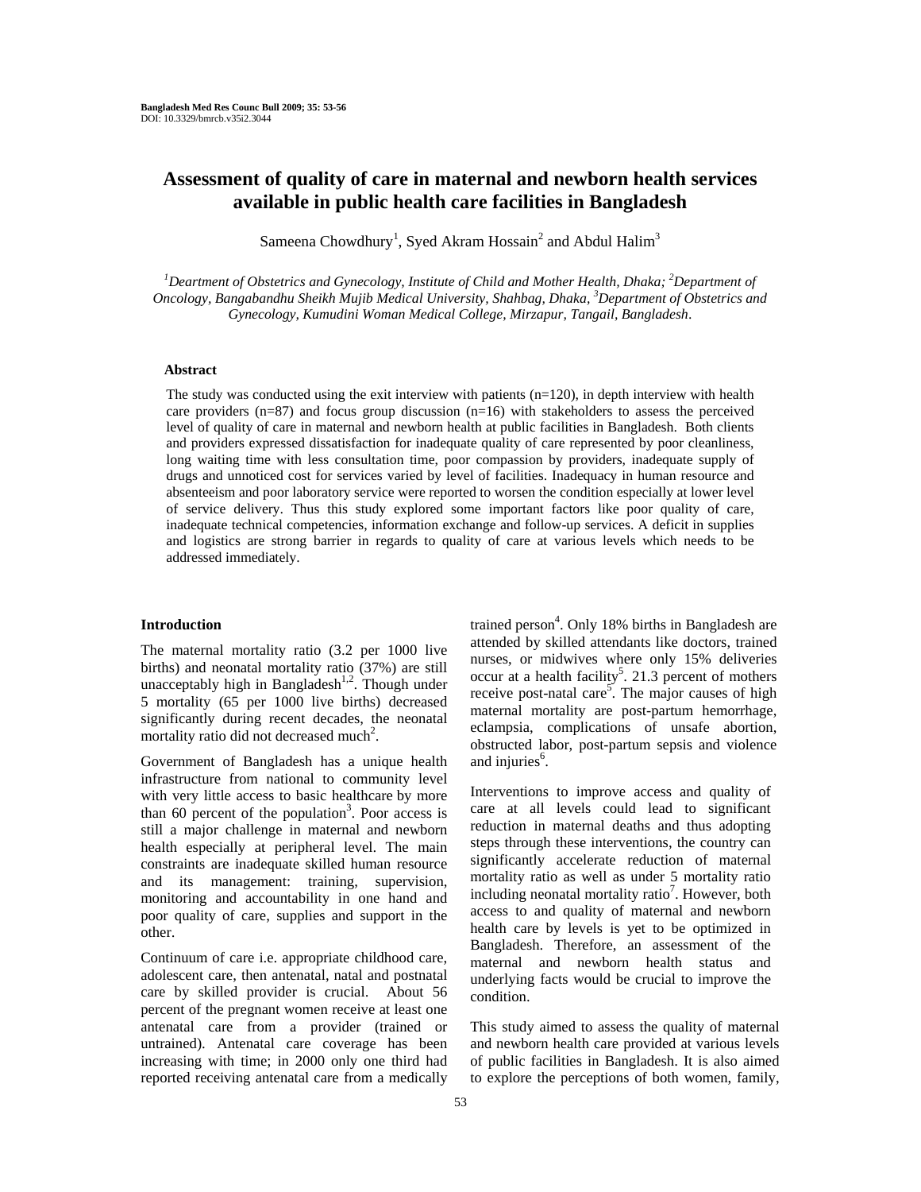# Assessment of quality of care in maternal and newborn health services available in public health care facilities in Bangladesh

Sameena Chowdhury[1], Syed Akram Hossain[2] and Abdul Halim[3]

*[1]Deartment of Obstetrics and Gynecology, Institute of Child and Mother Health, Dhaka; [2]Department of Oncology, Bangabandhu Sheikh Mujib Medical University, Shahbag, Dhaka, [3]Department of Obstetrics and Gynecology, Kumudini Woman Medical College, Mirzapur, Tangail, Bangladesh.*

## Abstract

The study was conducted using the exit interview with patients (n=120), in depth interview with health care providers (n=87) and focus group discussion (n=16) with stakeholders to assess the perceived level of quality of care in maternal and newborn health at public facilities in Bangladesh. Both clients and providers expressed dissatisfaction for inadequate quality of care represented by poor cleanliness, long waiting time with less consultation time, poor compassion by providers, inadequate supply of drugs and unnoticed cost for services varied by level of facilities. Inadequacy in human resource and absenteeism and poor laboratory service were reported to worsen the condition especially at lower level of service delivery. Thus this study explored some important factors like poor quality of care, inadequate technical competencies, information exchange and follow-up services. A deficit in supplies and logistics are strong barrier in regards to quality of care at various levels which needs to be addressed immediately.

## Introduction

The maternal mortality ratio (3.2 per 1000 live births) and neonatal mortality ratio (37%) are still unacceptably high in Bangladesh[1,2]. Though under 5 mortality (65 per 1000 live births) decreased significantly during recent decades, the neonatal mortality ratio did not decreased much[2].

Government of Bangladesh has a unique health infrastructure from national to community level with very little access to basic healthcare by more than 60 percent of the population[3]. Poor access is still a major challenge in maternal and newborn health especially at peripheral level. The main constraints are inadequate skilled human resource and its management: training, supervision, monitoring and accountability in one hand and poor quality of care, supplies and support in the other.

Continuum of care i.e. appropriate childhood care, adolescent care, then antenatal, natal and postnatal care by skilled provider is crucial. About 56 percent of the pregnant women receive at least one antenatal care from a provider (trained or untrained). Antenatal care coverage has been increasing with time; in 2000 only one third had reported receiving antenatal care from a medically trained person[4]. Only 18% births in Bangladesh are attended by skilled attendants like doctors, trained nurses, or midwives where only 15% deliveries occur at a health facility[5]. 21.3 percent of mothers receive post-natal care[5]. The major causes of high maternal mortality are post-partum hemorrhage, eclampsia, complications of unsafe abortion, obstructed labor, post-partum sepsis and violence and injuries[6].

Interventions to improve access and quality of care at all levels could lead to significant reduction in maternal deaths and thus adopting steps through these interventions, the country can significantly accelerate reduction of maternal mortality ratio as well as under 5 mortality ratio including neonatal mortality ratio[7]. However, both access to and quality of maternal and newborn health care by levels is yet to be optimized in Bangladesh. Therefore, an assessment of the maternal and newborn health status and underlying facts would be crucial to improve the condition.

This study aimed to assess the quality of maternal and newborn health care provided at various levels of public facilities in Bangladesh. It is also aimed to explore the perceptions of both women, family,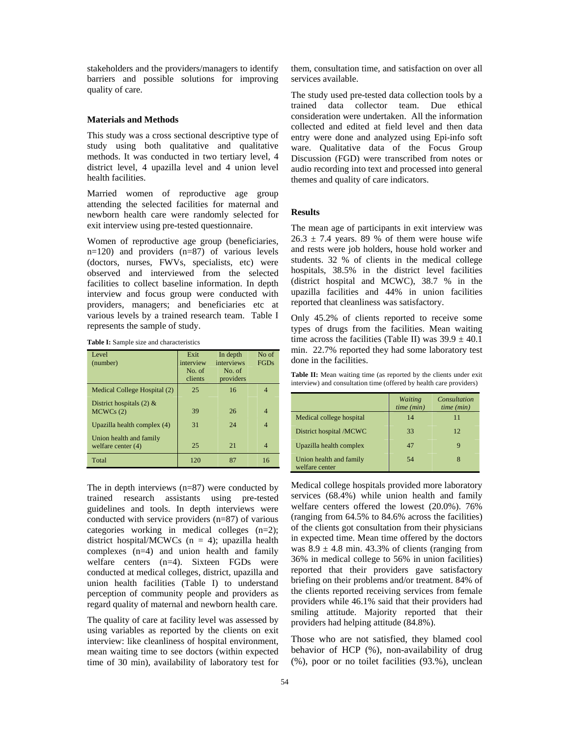stakeholders and the providers/managers to identify barriers and possible solutions for improving quality of care.

### Materials and Methods

This study was a cross sectional descriptive type of study using both qualitative and qualitative methods. It was conducted in two tertiary level, 4 district level, 4 upazilla level and 4 union level health facilities.

Married women of reproductive age group attending the selected facilities for maternal and newborn health care were randomly selected for exit interview using pre-tested questionnaire.

Women of reproductive age group (beneficiaries, n=120) and providers (n=87) of various levels (doctors, nurses, FWVs, specialists, etc) were observed and interviewed from the selected facilities to collect baseline information. In depth interview and focus group were conducted with providers, managers; and beneficiaries etc at various levels by a trained research team. Table I represents the sample of study.

**Table I:** Sample size and characteristics

| Level (number) | Exit interview No. of clients | In depth interviews No. of providers | No of FGDs |
|---|---|---|---|
| Medical College Hospital (2) | 25 | 16 | 4 |
| District hospitals (2) & MCWCs (2) | 39 | 26 | 4 |
| Upazilla health complex (4) | 31 | 24 | 4 |
| Union health and family welfare center (4) | 25 | 21 | 4 |
| Total | 120 | 87 | 16 |

The in depth interviews (n=87) were conducted by trained research assistants using pre-tested guidelines and tools. In depth interviews were conducted with service providers (n=87) of various categories working in medical colleges (n=2); district hospital/MCWCs (n = 4); upazilla health complexes (n=4) and union health and family welfare centers (n=4). Sixteen FGDs were conducted at medical colleges, district, upazilla and union health facilities (Table I) to understand perception of community people and providers as regard quality of maternal and newborn health care.

The quality of care at facility level was assessed by using variables as reported by the clients on exit interview: like cleanliness of hospital environment, mean waiting time to see doctors (within expected time of 30 min), availability of laboratory test for them, consultation time, and satisfaction on over all services available.

The study used pre-tested data collection tools by a trained data collector team. Due ethical consideration were undertaken. All the information collected and edited at field level and then data entry were done and analyzed using Epi-info soft ware. Qualitative data of the Focus Group Discussion (FGD) were transcribed from notes or audio recording into text and processed into general themes and quality of care indicators.

### Results

The mean age of participants in exit interview was $26.3 \pm 7.4$ years. 89 % of them were house wife and rests were job holders, house hold worker and students. 32 % of clients in the medical college hospitals, 38.5% in the district level facilities (district hospital and MCWC), 38.7 % in the upazilla facilities and 44% in union facilities reported that cleanliness was satisfactory.

Only 45.2% of clients reported to receive some types of drugs from the facilities. Mean waiting time across the facilities (Table II) was $39.9 \pm 40.1$ min. 22.7% reported they had some laboratory test done in the facilities.

**Table II:** Mean waiting time (as reported by the clients under exit interview) and consultation time (offered by health care providers)

| | *Waiting time (min)* | *Consultation time (min)* |
|---|---|---|
| Medical college hospital | 14 | 11 |
| District hospital /MCWC | 33 | 12 |
| Upazilla health complex | 47 | 9 |
| Union health and family welfare center | 54 | 8 |

Medical college hospitals provided more laboratory services (68.4%) while union health and family welfare centers offered the lowest (20.0%). 76% (ranging from 64.5% to 84.6% across the facilities) of the clients got consultation from their physicians in expected time. Mean time offered by the doctors was $8.9 \pm 4.8$ min. 43.3% of clients (ranging from 36% in medical college to 56% in union facilities) reported that their providers gave satisfactory briefing on their problems and/or treatment. 84% of the clients reported receiving services from female providers while 46.1% said that their providers had smiling attitude. Majority reported that their providers had helping attitude (84.8%).

Those who are not satisfied, they blamed cool behavior of HCP (%), non-availability of drug (%), poor or no toilet facilities (93.%), unclean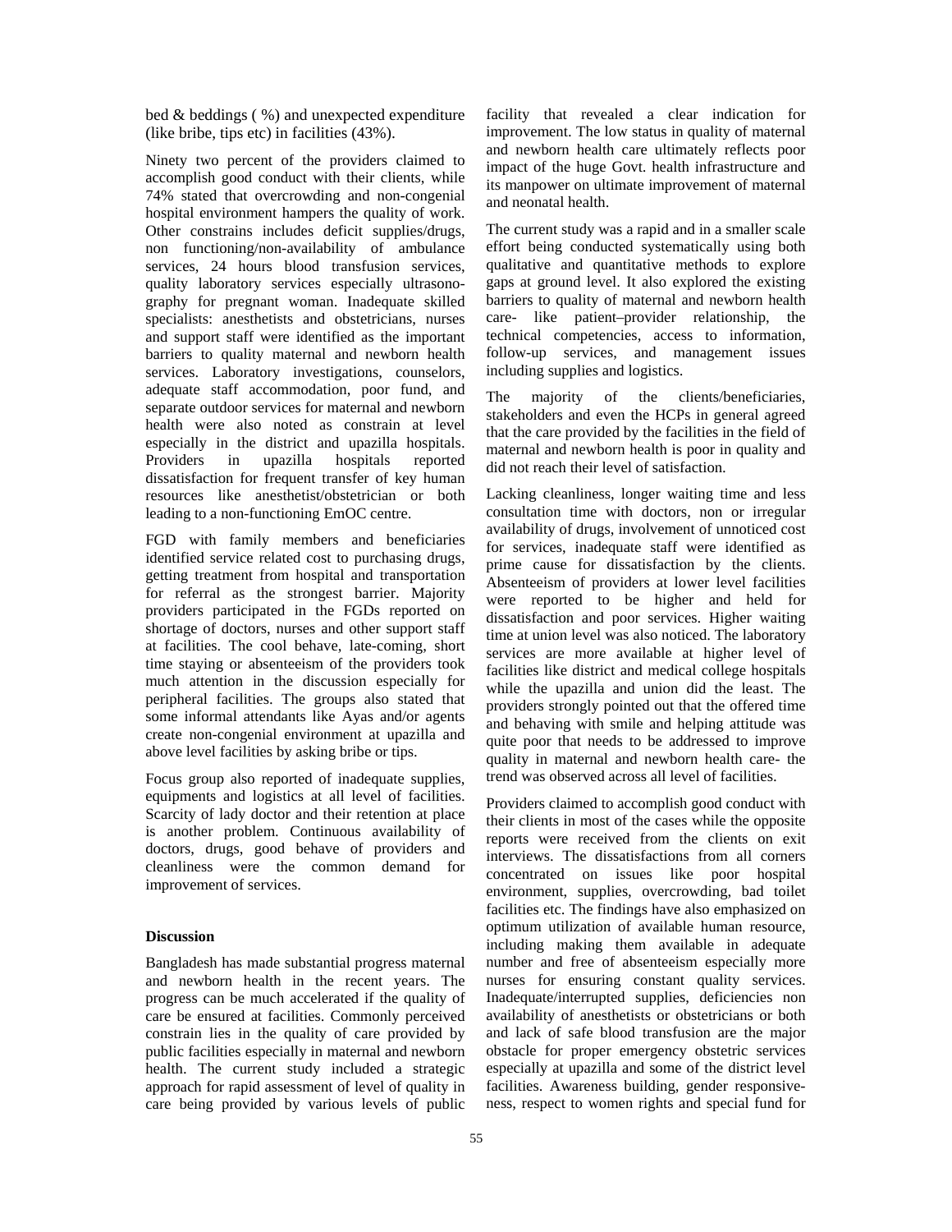bed & beddings ( %) and unexpected expenditure (like bribe, tips etc) in facilities (43%).

Ninety two percent of the providers claimed to accomplish good conduct with their clients, while 74% stated that overcrowding and non-congenial hospital environment hampers the quality of work. Other constrains includes deficit supplies/drugs, non functioning/non-availability of ambulance services, 24 hours blood transfusion services, quality laboratory services especially ultrasonography for pregnant woman. Inadequate skilled specialists: anesthetists and obstetricians, nurses and support staff were identified as the important barriers to quality maternal and newborn health services. Laboratory investigations, counselors, adequate staff accommodation, poor fund, and separate outdoor services for maternal and newborn health were also noted as constrain at level especially in the district and upazilla hospitals. Providers in upazilla hospitals reported dissatisfaction for frequent transfer of key human resources like anesthetist/obstetrician or both leading to a non-functioning EmOC centre.

FGD with family members and beneficiaries identified service related cost to purchasing drugs, getting treatment from hospital and transportation for referral as the strongest barrier. Majority providers participated in the FGDs reported on shortage of doctors, nurses and other support staff at facilities. The cool behave, late-coming, short time staying or absenteeism of the providers took much attention in the discussion especially for peripheral facilities. The groups also stated that some informal attendants like Ayas and/or agents create non-congenial environment at upazilla and above level facilities by asking bribe or tips.

Focus group also reported of inadequate supplies, equipments and logistics at all level of facilities. Scarcity of lady doctor and their retention at place is another problem. Continuous availability of doctors, drugs, good behave of providers and cleanliness were the common demand for improvement of services.

## Discussion

Bangladesh has made substantial progress maternal and newborn health in the recent years. The progress can be much accelerated if the quality of care be ensured at facilities. Commonly perceived constrain lies in the quality of care provided by public facilities especially in maternal and newborn health. The current study included a strategic approach for rapid assessment of level of quality in care being provided by various levels of public facility that revealed a clear indication for improvement. The low status in quality of maternal and newborn health care ultimately reflects poor impact of the huge Govt. health infrastructure and its manpower on ultimate improvement of maternal and neonatal health.

The current study was a rapid and in a smaller scale effort being conducted systematically using both qualitative and quantitative methods to explore gaps at ground level. It also explored the existing barriers to quality of maternal and newborn health care- like patient–provider relationship, the technical competencies, access to information, follow-up services, and management issues including supplies and logistics.

The majority of the clients/beneficiaries, stakeholders and even the HCPs in general agreed that the care provided by the facilities in the field of maternal and newborn health is poor in quality and did not reach their level of satisfaction.

Lacking cleanliness, longer waiting time and less consultation time with doctors, non or irregular availability of drugs, involvement of unnoticed cost for services, inadequate staff were identified as prime cause for dissatisfaction by the clients. Absenteeism of providers at lower level facilities were reported to be higher and held for dissatisfaction and poor services. Higher waiting time at union level was also noticed. The laboratory services are more available at higher level of facilities like district and medical college hospitals while the upazilla and union did the least. The providers strongly pointed out that the offered time and behaving with smile and helping attitude was quite poor that needs to be addressed to improve quality in maternal and newborn health care- the trend was observed across all level of facilities.

Providers claimed to accomplish good conduct with their clients in most of the cases while the opposite reports were received from the clients on exit interviews. The dissatisfactions from all corners concentrated on issues like poor hospital environment, supplies, overcrowding, bad toilet facilities etc. The findings have also emphasized on optimum utilization of available human resource, including making them available in adequate number and free of absenteeism especially more nurses for ensuring constant quality services. Inadequate/interrupted supplies, deficiencies non availability of anesthetists or obstetricians or both and lack of safe blood transfusion are the major obstacle for proper emergency obstetric services especially at upazilla and some of the district level facilities. Awareness building, gender responsiveness, respect to women rights and special fund for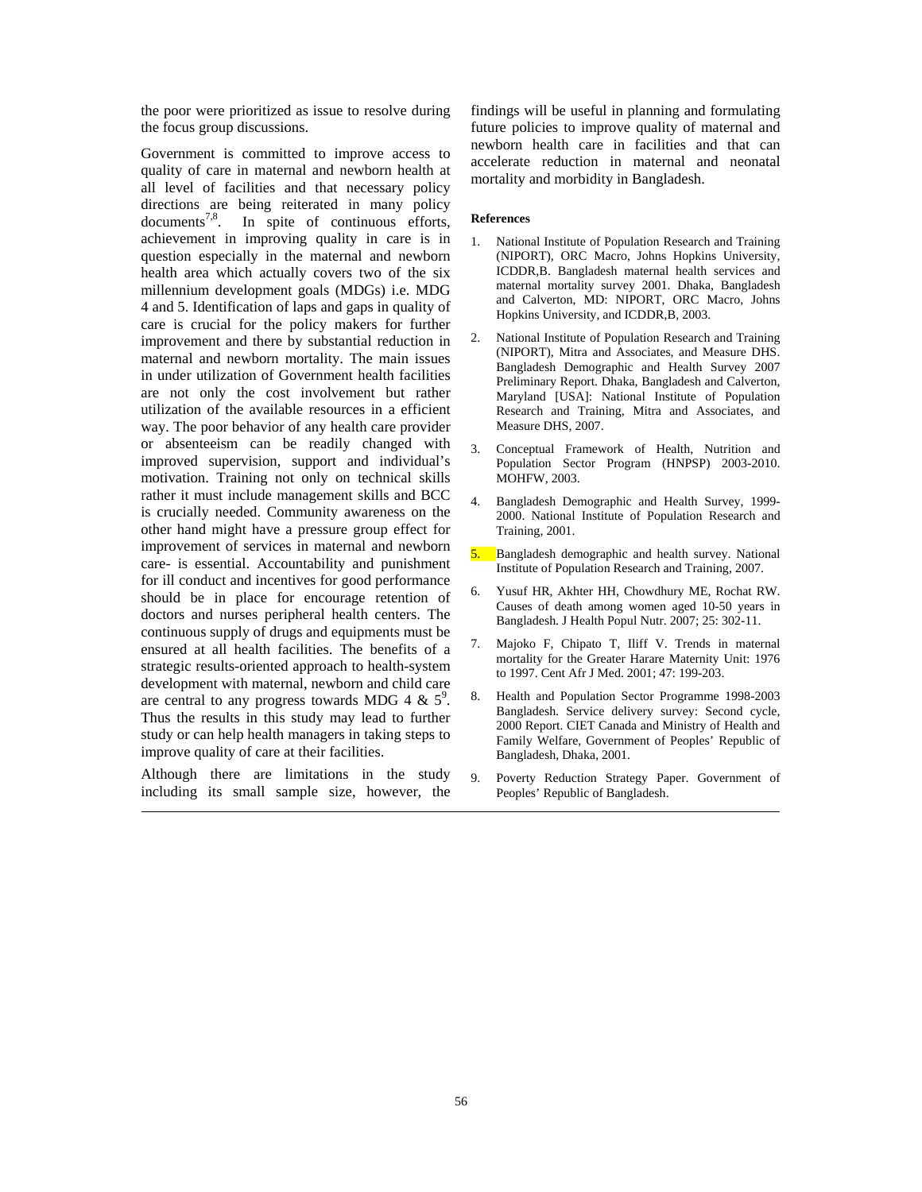the poor were prioritized as issue to resolve during the focus group discussions.

Government is committed to improve access to quality of care in maternal and newborn health at all level of facilities and that necessary policy directions are being reiterated in many policy documents[7,8]. In spite of continuous efforts, achievement in improving quality in care is in question especially in the maternal and newborn health area which actually covers two of the six millennium development goals (MDGs) i.e. MDG 4 and 5. Identification of laps and gaps in quality of care is crucial for the policy makers for further improvement and there by substantial reduction in maternal and newborn mortality. The main issues in under utilization of Government health facilities are not only the cost involvement but rather utilization of the available resources in a efficient way. The poor behavior of any health care provider or absenteeism can be readily changed with improved supervision, support and individual's motivation. Training not only on technical skills rather it must include management skills and BCC is crucially needed. Community awareness on the other hand might have a pressure group effect for improvement of services in maternal and newborn care- is essential. Accountability and punishment for ill conduct and incentives for good performance should be in place for encourage retention of doctors and nurses peripheral health centers. The continuous supply of drugs and equipments must be ensured at all health facilities. The benefits of a strategic results-oriented approach to health-system development with maternal, newborn and child care are central to any progress towards MDG 4 & 5[9]. Thus the results in this study may lead to further study or can help health managers in taking steps to improve quality of care at their facilities.

Although there are limitations in the study including its small sample size, however, the findings will be useful in planning and formulating future policies to improve quality of maternal and newborn health care in facilities and that can accelerate reduction in maternal and neonatal mortality and morbidity in Bangladesh.

**References**

1. National Institute of Population Research and Training (NIPORT), ORC Macro, Johns Hopkins University, ICDDR,B. Bangladesh maternal health services and maternal mortality survey 2001. Dhaka, Bangladesh and Calverton, MD: NIPORT, ORC Macro, Johns Hopkins University, and ICDDR,B, 2003.
2. National Institute of Population Research and Training (NIPORT), Mitra and Associates, and Measure DHS. Bangladesh Demographic and Health Survey 2007 Preliminary Report. Dhaka, Bangladesh and Calverton, Maryland [USA]: National Institute of Population Research and Training, Mitra and Associates, and Measure DHS, 2007.
3. Conceptual Framework of Health, Nutrition and Population Sector Program (HNPSP) 2003-2010. MOHFW, 2003.
4. Bangladesh Demographic and Health Survey, 1999-2000. National Institute of Population Research and Training, 2001.
5. Bangladesh demographic and health survey. National Institute of Population Research and Training, 2007.
6. Yusuf HR, Akhter HH, Chowdhury ME, Rochat RW. Causes of death among women aged 10-50 years in Bangladesh. J Health Popul Nutr. 2007; 25: 302-11.
7. Majoko F, Chipato T, Iliff V. Trends in maternal mortality for the Greater Harare Maternity Unit: 1976 to 1997. Cent Afr J Med. 2001; 47: 199-203.
8. Health and Population Sector Programme 1998-2003 Bangladesh. Service delivery survey: Second cycle, 2000 Report. CIET Canada and Ministry of Health and Family Welfare, Government of Peoples' Republic of Bangladesh, Dhaka, 2001.
9. Poverty Reduction Strategy Paper. Government of Peoples' Republic of Bangladesh.